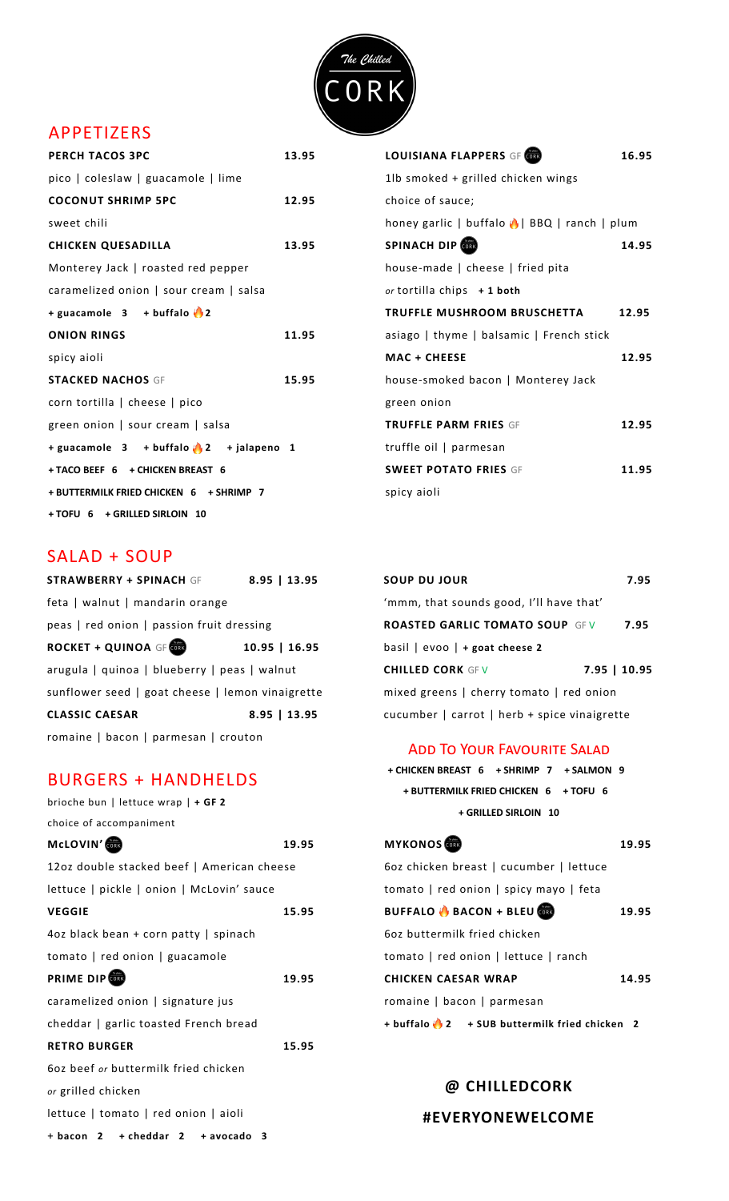# The Chilled CORK

## APPETIZERS

**PERCH TACOS 3PC** — 13.95
pico | coleslaw | guacamole | lime

**COCONUT SHRIMP 5PC** — 12.95
sweet chili

**CHICKEN QUESADILLA** — 13.95
Monterey Jack | roasted red pepper
caramelized onion | sour cream | salsa
**+ guacamole 3 + buffalo 🔥 2**

**ONION RINGS** — 11.95
spicy aioli

**STACKED NACHOS** GF — 15.95
corn tortilla | cheese | pico
green onion | sour cream | salsa
**+ guacamole 3 + buffalo 🔥 2 + jalapeno 1**
**+ TACO BEEF 6 + CHICKEN BREAST 6**
**+ BUTTERMILK FRIED CHICKEN 6 + SHRIMP 7**
**+ TOFU 6 + GRILLED SIRLOIN 10**

**LOUISIANA FLAPPERS** GF CORK — 16.95
1lb smoked + grilled chicken wings
choice of sauce;
honey garlic | buffalo 🔥 | BBQ | ranch | plum

**SPINACH DIP** CORK — 14.95
house-made | cheese | fried pita
*or* tortilla chips **+ 1 both**

**TRUFFLE MUSHROOM BRUSCHETTA** — 12.95
asiago | thyme | balsamic | French stick

**MAC + CHEESE** — 12.95
house-smoked bacon | Monterey Jack
green onion

**TRUFFLE PARM FRIES** GF — 12.95
truffle oil | parmesan

**SWEET POTATO FRIES** GF — 11.95
spicy aioli

## SALAD + SOUP

**STRAWBERRY + SPINACH** GF — 8.95 | 13.95
feta | walnut | mandarin orange
peas | red onion | passion fruit dressing

**ROCKET + QUINOA** GF CORK — 10.95 | 16.95
arugula | quinoa | blueberry | peas | walnut
sunflower seed | goat cheese | lemon vinaigrette

**CLASSIC CAESAR** — 8.95 | 13.95
romaine | bacon | parmesan | crouton

**SOUP DU JOUR** — 7.95
'mmm, that sounds good, I'll have that'

**ROASTED GARLIC TOMATO SOUP** GF V — 7.95
basil | evoo | **+ goat cheese 2**

**CHILLED CORK** GF V — 7.95 | 10.95
mixed greens | cherry tomato | red onion
cucumber | carrot | herb + spice vinaigrette

### ADD TO YOUR FAVOURITE SALAD

**+ CHICKEN BREAST 6 + SHRIMP 7 + SALMON 9**
**+ BUTTERMILK FRIED CHICKEN 6 + TOFU 6**
**+ GRILLED SIRLOIN 10**

## BURGERS + HANDHELDS

brioche bun | lettuce wrap | **+ GF 2**
choice of accompaniment

**McLOVIN'** CORK — 19.95
12oz double stacked beef | American cheese
lettuce | pickle | onion | McLovin' sauce

**VEGGIE** — 15.95
4oz black bean + corn patty | spinach
tomato | red onion | guacamole

**PRIME DIP** CORK — 19.95
caramelized onion | signature jus
cheddar | garlic toasted French bread

**RETRO BURGER** — 15.95
6oz beef *or* buttermilk fried chicken
*or* grilled chicken
lettuce | tomato | red onion | aioli
**+ bacon 2 + cheddar 2 + avocado 3**

**MYKONOS** CORK — 19.95
6oz chicken breast | cucumber | lettuce
tomato | red onion | spicy mayo | feta

**BUFFALO 🔥 BACON + BLEU** CORK — 19.95
6oz buttermilk fried chicken
tomato | red onion | lettuce | ranch

**CHICKEN CAESAR WRAP** — 14.95
romaine | bacon | parmesan
**+ buffalo 🔥 2 + SUB buttermilk fried chicken 2**

**@ CHILLEDCORK**

**#EVERYONEWELCOME**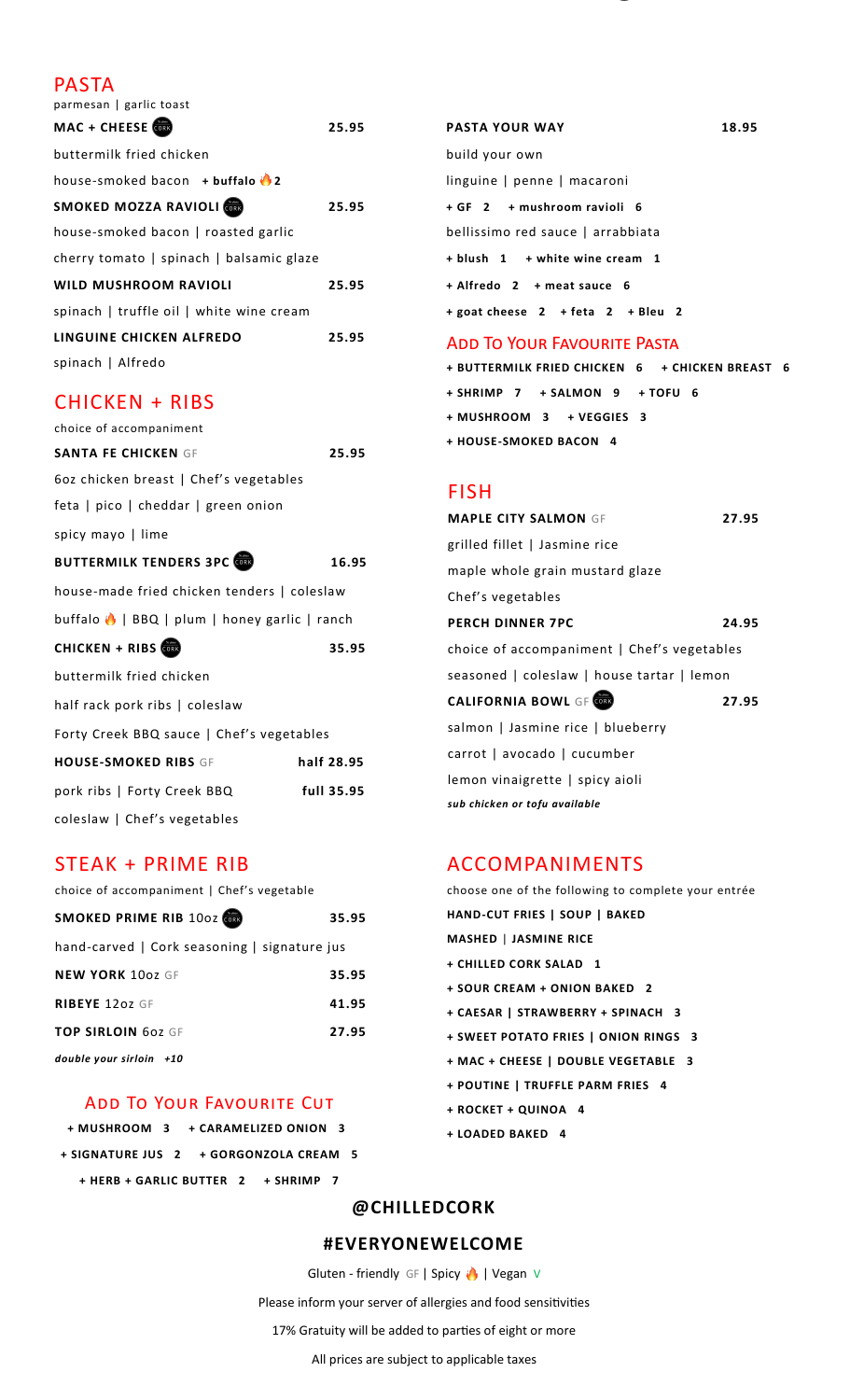## PASTA

parmesan | garlic toast

**MAC + CHEESE** 25.95

buttermilk fried chicken

house-smoked bacon **+ buffalo 🔥 2**

**SMOKED MOZZA RAVIOLI** 25.95

house-smoked bacon | roasted garlic

cherry tomato | spinach | balsamic glaze

**WILD MUSHROOM RAVIOLI** 25.95

spinach | truffle oil | white wine cream

**LINGUINE CHICKEN ALFREDO** 25.95

spinach | Alfredo

**PASTA YOUR WAY** 18.95

build your own

linguine | penne | macaroni

**+ GF 2 + mushroom ravioli 6**

bellissimo red sauce | arrabbiata

**+ blush 1 + white wine cream 1**

**+ Alfredo 2 + meat sauce 6**

**+ goat cheese 2 + feta 2 + Bleu 2**

### ADD TO YOUR FAVOURITE PASTA

**+ BUTTERMILK FRIED CHICKEN 6 + CHICKEN BREAST 6**

**+ SHRIMP 7 + SALMON 9 + TOFU 6**

**+ MUSHROOM 3 + VEGGIES 3**

**+ HOUSE-SMOKED BACON 4**

## CHICKEN + RIBS

choice of accompaniment

**SANTA FE CHICKEN** GF 25.95

6oz chicken breast | Chef's vegetables

feta | pico | cheddar | green onion

spicy mayo | lime

**BUTTERMILK TENDERS 3PC** 16.95

house-made fried chicken tenders | coleslaw

buffalo 🔥 | BBQ | plum | honey garlic | ranch

**CHICKEN + RIBS** 35.95

buttermilk fried chicken

half rack pork ribs | coleslaw

Forty Creek BBQ sauce | Chef's vegetables

**HOUSE-SMOKED RIBS** GF **half 28.95**

pork ribs | Forty Creek BBQ **full 35.95**

coleslaw | Chef's vegetables

## FISH

**MAPLE CITY SALMON** GF 27.95

grilled fillet | Jasmine rice

maple whole grain mustard glaze

Chef's vegetables

**PERCH DINNER 7PC** 24.95

choice of accompaniment | Chef's vegetables

seasoned | coleslaw | house tartar | lemon

**CALIFORNIA BOWL** GF 27.95

salmon | Jasmine rice | blueberry

carrot | avocado | cucumber

lemon vinaigrette | spicy aioli

***sub chicken or tofu available***

## STEAK + PRIME RIB

choice of accompaniment | Chef's vegetable

**SMOKED PRIME RIB** 10oz 35.95

hand-carved | Cork seasoning | signature jus

**NEW YORK** 10oz GF 35.95

**RIBEYE** 12oz GF 41.95

**TOP SIRLOIN** 6oz GF 27.95

***double your sirloin +10***

### ADD TO YOUR FAVOURITE CUT

**+ MUSHROOM 3 + CARAMELIZED ONION 3**

**+ SIGNATURE JUS 2 + GORGONZOLA CREAM 5**

**+ HERB + GARLIC BUTTER 2 + SHRIMP 7**

## ACCOMPANIMENTS

choose one of the following to complete your entrée

**HAND-CUT FRIES | SOUP | BAKED**

**MASHED | JASMINE RICE**

**+ CHILLED CORK SALAD 1**

**+ SOUR CREAM + ONION BAKED 2**

**+ CAESAR | STRAWBERRY + SPINACH 3**

**+ SWEET POTATO FRIES | ONION RINGS 3**

**+ MAC + CHEESE | DOUBLE VEGETABLE 3**

**+ POUTINE | TRUFFLE PARM FRIES 4**

**+ ROCKET + QUINOA 4**

**+ LOADED BAKED 4**

**@CHILLEDCORK**

**#EVERYONEWELCOME**

Gluten - friendly GF | Spicy 🔥 | Vegan V

Please inform your server of allergies and food sensitivities

17% Gratuity will be added to parties of eight or more

All prices are subject to applicable taxes